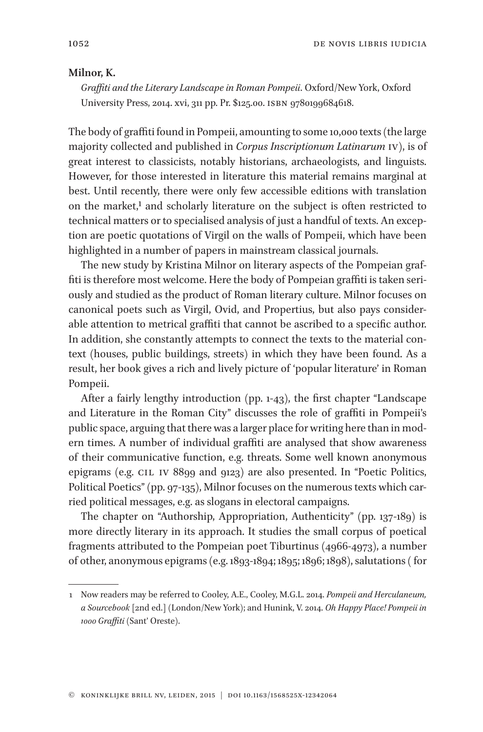**Milnor, K.**

*Graffiti and the Literary Landscape in Roman Pompeii*. Oxford/New York, Oxford University Press, 2014. xvi, 311 pp. Pr. $125.00. ISBN 9780199684618.

The body of graffiti found in Pompeii, amounting to some 10,000 texts (the large majority collected and published in *Corpus Inscriptionum Latinarum* IV), is of great interest to classicists, notably historians, archaeologists, and linguists. However, for those interested in literature this material remains marginal at best. Until recently, there were only few accessible editions with translation on the market,[1] and scholarly literature on the subject is often restricted to technical matters or to specialised analysis of just a handful of texts. An exception are poetic quotations of Virgil on the walls of Pompeii, which have been highlighted in a number of papers in mainstream classical journals.

The new study by Kristina Milnor on literary aspects of the Pompeian graffiti is therefore most welcome. Here the body of Pompeian graffiti is taken seriously and studied as the product of Roman literary culture. Milnor focuses on canonical poets such as Virgil, Ovid, and Propertius, but also pays considerable attention to metrical graffiti that cannot be ascribed to a specific author. In addition, she constantly attempts to connect the texts to the material context (houses, public buildings, streets) in which they have been found. As a result, her book gives a rich and lively picture of 'popular literature' in Roman Pompeii.

After a fairly lengthy introduction (pp. 1-43), the first chapter "Landscape and Literature in the Roman City" discusses the role of graffiti in Pompeii's public space, arguing that there was a larger place for writing here than in modern times. A number of individual graffiti are analysed that show awareness of their communicative function, e.g. threats. Some well known anonymous epigrams (e.g. CIL IV 8899 and 9123) are also presented. In "Poetic Politics, Political Poetics" (pp. 97-135), Milnor focuses on the numerous texts which carried political messages, e.g. as slogans in electoral campaigns.

The chapter on "Authorship, Appropriation, Authenticity" (pp. 137-189) is more directly literary in its approach. It studies the small corpus of poetical fragments attributed to the Pompeian poet Tiburtinus (4966-4973), a number of other, anonymous epigrams (e.g. 1893-1894; 1895; 1896; 1898), salutations ( for

---

1 Now readers may be referred to Cooley, A.E., Cooley, M.G.L. 2014. *Pompeii and Herculaneum, a Sourcebook* [2nd ed.] (London/New York); and Hunink, V. 2014. *Oh Happy Place! Pompeii in 1000 Graffiti* (Sant' Oreste).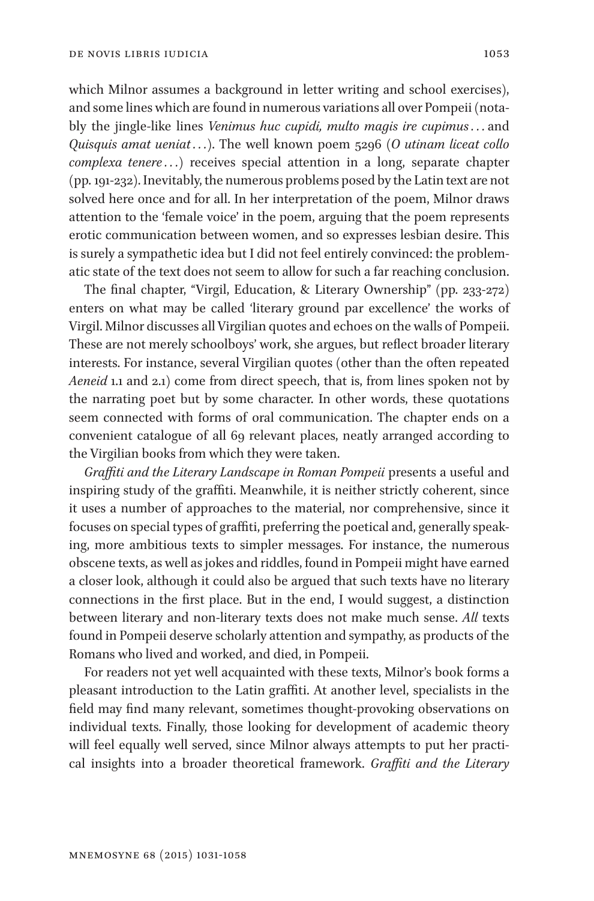which Milnor assumes a background in letter writing and school exercises), and some lines which are found in numerous variations all over Pompeii (notably the jingle-like lines *Venimus huc cupidi, multo magis ire cupimus* ... and *Quisquis amat ueniat* ...). The well known poem 5296 (*O utinam liceat collo complexa tenere* ...) receives special attention in a long, separate chapter (pp. 191-232). Inevitably, the numerous problems posed by the Latin text are not solved here once and for all. In her interpretation of the poem, Milnor draws attention to the 'female voice' in the poem, arguing that the poem represents erotic communication between women, and so expresses lesbian desire. This is surely a sympathetic idea but I did not feel entirely convinced: the problematic state of the text does not seem to allow for such a far reaching conclusion.

The final chapter, "Virgil, Education, & Literary Ownership" (pp. 233-272) enters on what may be called 'literary ground par excellence' the works of Virgil. Milnor discusses all Virgilian quotes and echoes on the walls of Pompeii. These are not merely schoolboys' work, she argues, but reflect broader literary interests. For instance, several Virgilian quotes (other than the often repeated *Aeneid* 1.1 and 2.1) come from direct speech, that is, from lines spoken not by the narrating poet but by some character. In other words, these quotations seem connected with forms of oral communication. The chapter ends on a convenient catalogue of all 69 relevant places, neatly arranged according to the Virgilian books from which they were taken.

*Graffiti and the Literary Landscape in Roman Pompeii* presents a useful and inspiring study of the graffiti. Meanwhile, it is neither strictly coherent, since it uses a number of approaches to the material, nor comprehensive, since it focuses on special types of graffiti, preferring the poetical and, generally speaking, more ambitious texts to simpler messages. For instance, the numerous obscene texts, as well as jokes and riddles, found in Pompeii might have earned a closer look, although it could also be argued that such texts have no literary connections in the first place. But in the end, I would suggest, a distinction between literary and non-literary texts does not make much sense. *All* texts found in Pompeii deserve scholarly attention and sympathy, as products of the Romans who lived and worked, and died, in Pompeii.

For readers not yet well acquainted with these texts, Milnor's book forms a pleasant introduction to the Latin graffiti. At another level, specialists in the field may find many relevant, sometimes thought-provoking observations on individual texts. Finally, those looking for development of academic theory will feel equally well served, since Milnor always attempts to put her practical insights into a broader theoretical framework. *Graffiti and the Literary*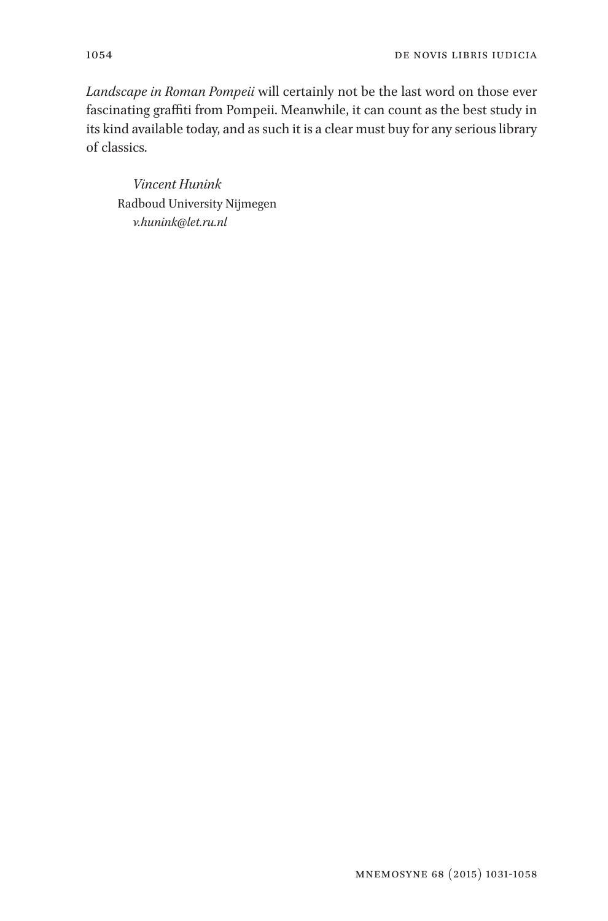*Landscape in Roman Pompeii* will certainly not be the last word on those ever fascinating graffiti from Pompeii. Meanwhile, it can count as the best study in its kind available today, and as such it is a clear must buy for any serious library of classics.

*Vincent Hunink*
Radboud University Nijmegen
*v.hunink@let.ru.nl*